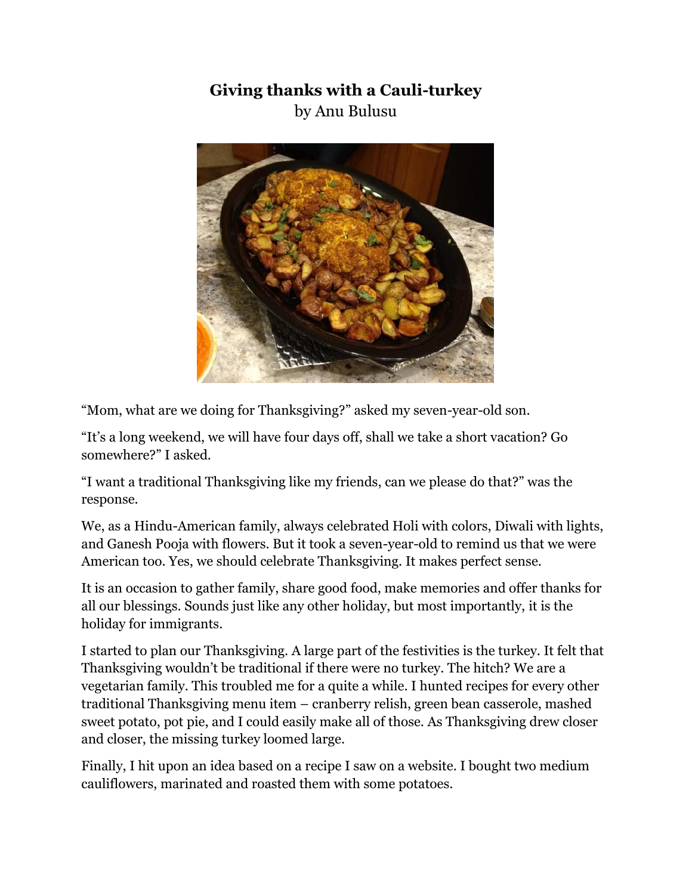# Giving thanks with a Cauli-turkey

by Anu Bulusu

"Mom, what are we doing for Thanksgiving?" asked my seven-year-old son.

"It's a long weekend, we will have four days off, shall we take a short vacation? Go somewhere?" I asked.

"I want a traditional Thanksgiving like my friends, can we please do that?" was the response.

We, as a Hindu-American family, always celebrated Holi with colors, Diwali with lights, and Ganesh Pooja with flowers. But it took a seven-year-old to remind us that we were American too. Yes, we should celebrate Thanksgiving. It makes perfect sense.

It is an occasion to gather family, share good food, make memories and offer thanks for all our blessings. Sounds just like any other holiday, but most importantly, it is the holiday for immigrants.

I started to plan our Thanksgiving. A large part of the festivities is the turkey. It felt that Thanksgiving wouldn't be traditional if there were no turkey. The hitch? We are a vegetarian family. This troubled me for a quite a while. I hunted recipes for every other traditional Thanksgiving menu item – cranberry relish, green bean casserole, mashed sweet potato, pot pie, and I could easily make all of those. As Thanksgiving drew closer and closer, the missing turkey loomed large.

Finally, I hit upon an idea based on a recipe I saw on a website. I bought two medium cauliflowers, marinated and roasted them with some potatoes.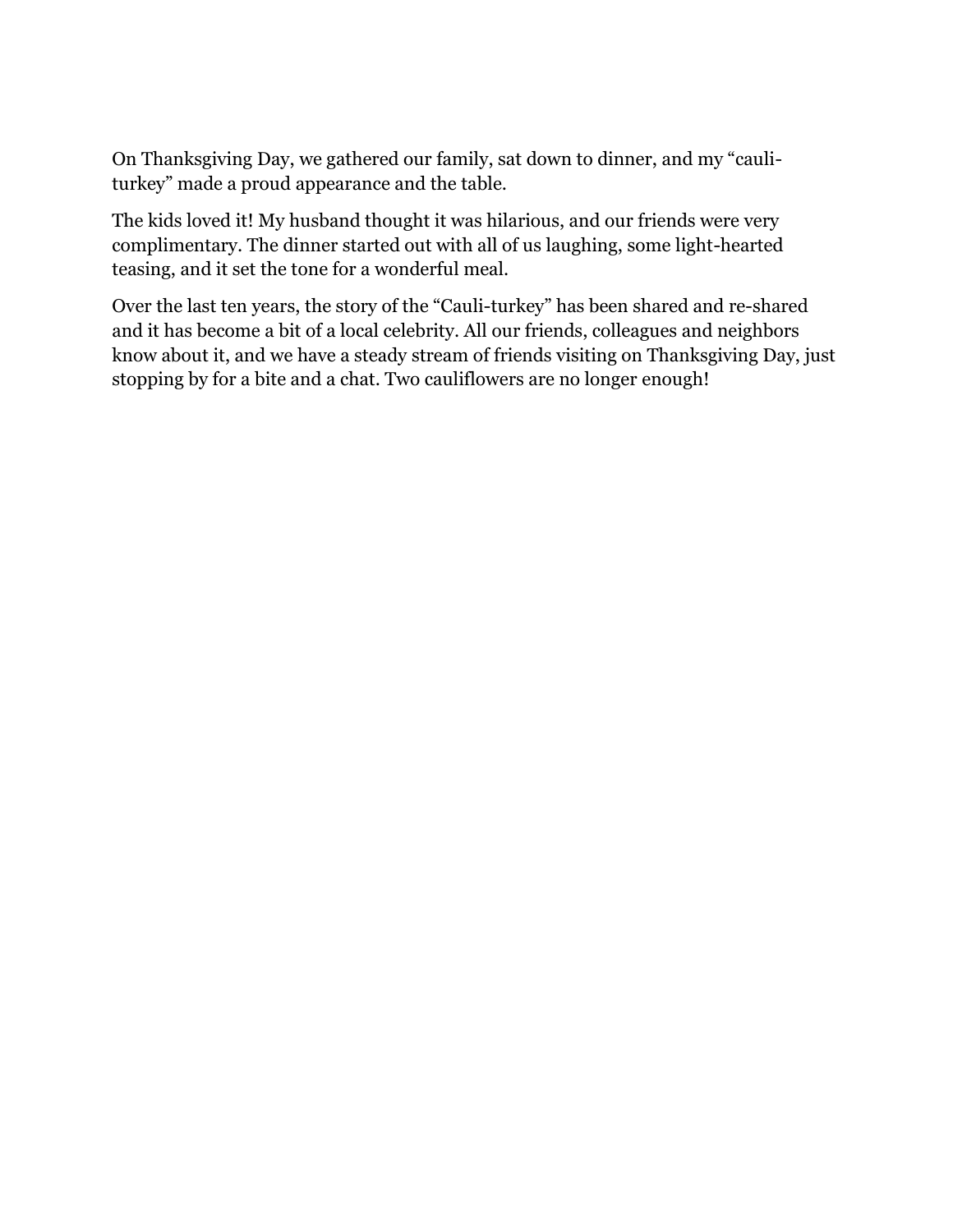On Thanksgiving Day, we gathered our family, sat down to dinner, and my "cauli-turkey" made a proud appearance and the table.

The kids loved it! My husband thought it was hilarious, and our friends were very complimentary. The dinner started out with all of us laughing, some light-hearted teasing, and it set the tone for a wonderful meal.

Over the last ten years, the story of the "Cauli-turkey" has been shared and re-shared and it has become a bit of a local celebrity. All our friends, colleagues and neighbors know about it, and we have a steady stream of friends visiting on Thanksgiving Day, just stopping by for a bite and a chat. Two cauliflowers are no longer enough!